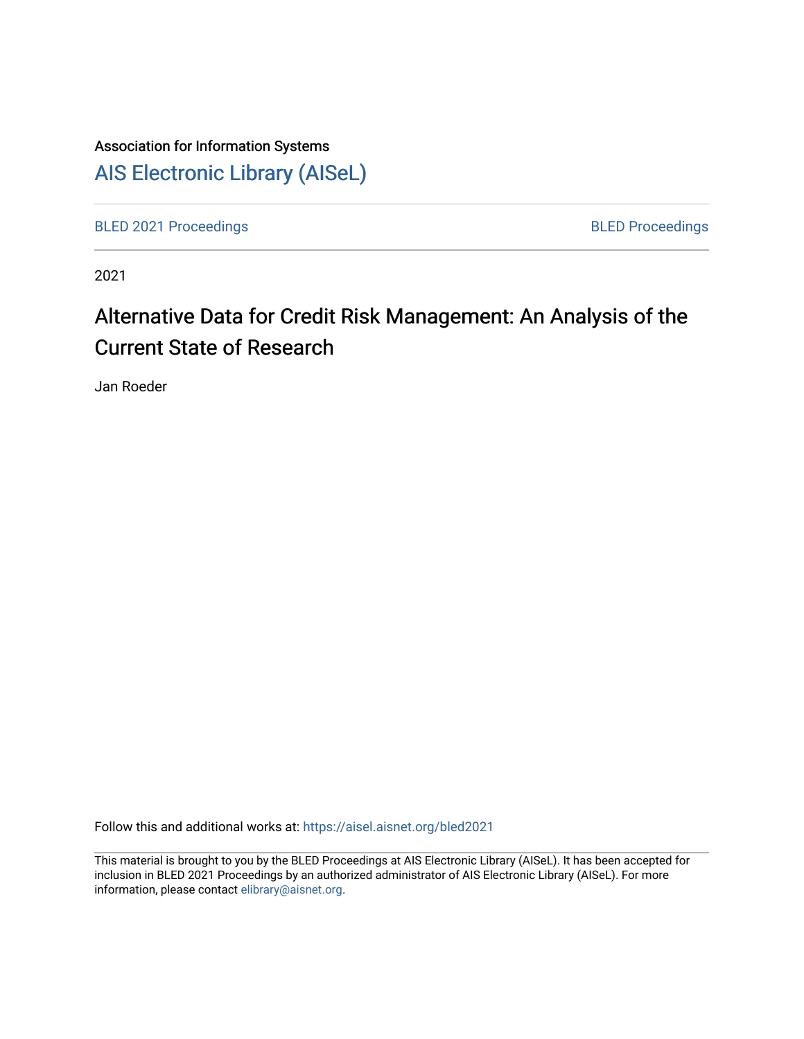Association for Information Systems

AIS Electronic Library (AISeL)

BLED 2021 Proceedings

BLED Proceedings

2021

# Alternative Data for Credit Risk Management: An Analysis of the Current State of Research

Jan Roeder

Follow this and additional works at: https://aisel.aisnet.org/bled2021

This material is brought to you by the BLED Proceedings at AIS Electronic Library (AISeL). It has been accepted for inclusion in BLED 2021 Proceedings by an authorized administrator of AIS Electronic Library (AISeL). For more information, please contact elibrary@aisnet.org.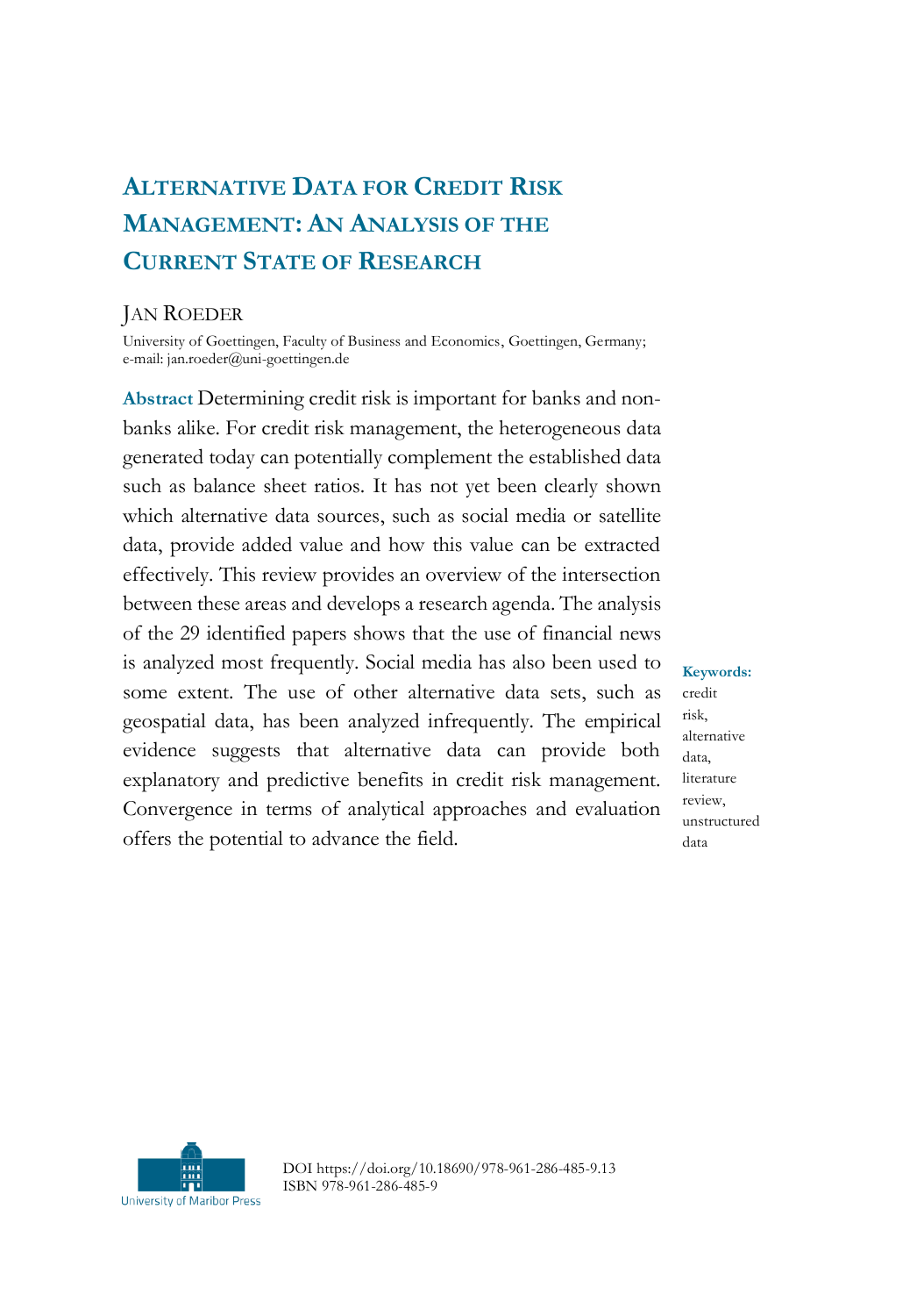# Alternative Data for Credit Risk Management: An Analysis of the Current State of Research

JAN ROEDER

University of Goettingen, Faculty of Business and Economics, Goettingen, Germany; e-mail: jan.roeder@uni-goettingen.de

**Abstract** Determining credit risk is important for banks and non-banks alike. For credit risk management, the heterogeneous data generated today can potentially complement the established data such as balance sheet ratios. It has not yet been clearly shown which alternative data sources, such as social media or satellite data, provide added value and how this value can be extracted effectively. This review provides an overview of the intersection between these areas and develops a research agenda. The analysis of the 29 identified papers shows that the use of financial news is analyzed most frequently. Social media has also been used to some extent. The use of other alternative data sets, such as geospatial data, has been analyzed infrequently. The empirical evidence suggests that alternative data can provide both explanatory and predictive benefits in credit risk management. Convergence in terms of analytical approaches and evaluation offers the potential to advance the field.

**Keywords:** credit risk, alternative data, literature review, unstructured data

DOI https://doi.org/10.18690/978-961-286-485-9.13
ISBN 978-961-286-485-9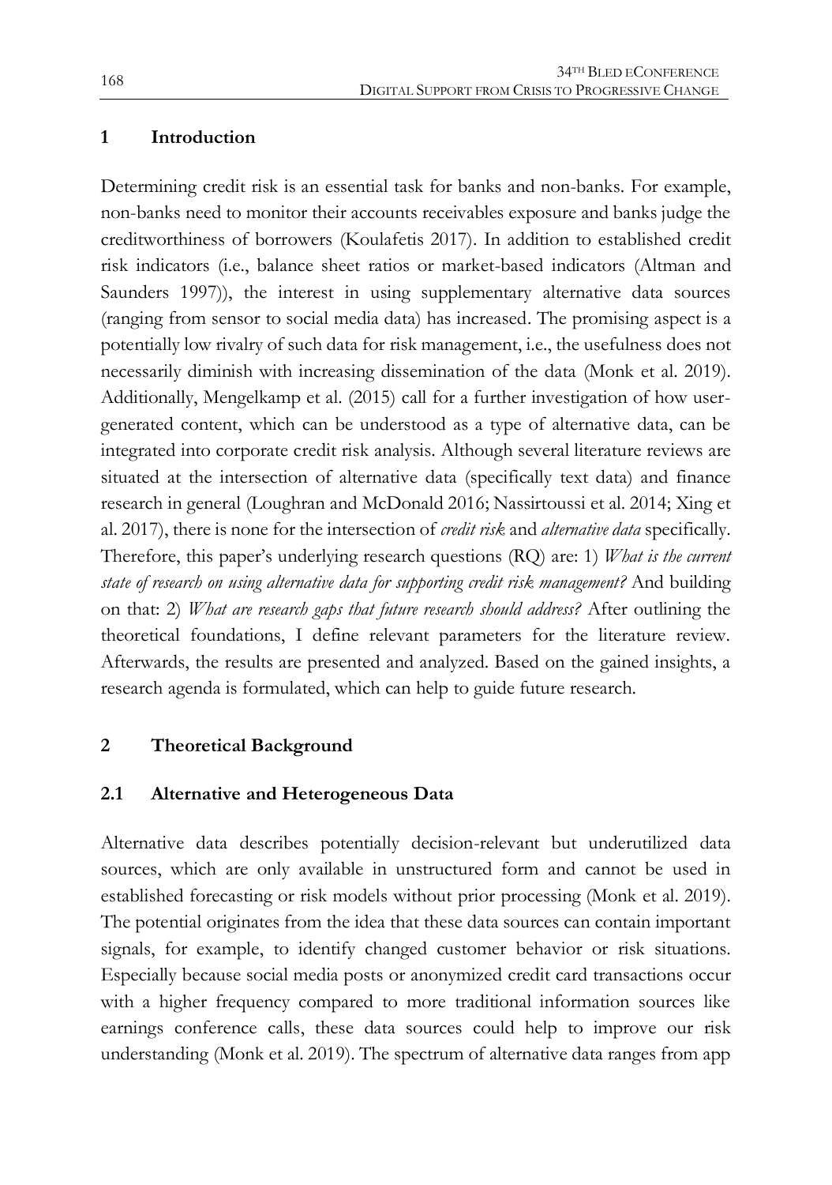## 1 Introduction

Determining credit risk is an essential task for banks and non-banks. For example, non-banks need to monitor their accounts receivables exposure and banks judge the creditworthiness of borrowers (Koulafetis 2017). In addition to established credit risk indicators (i.e., balance sheet ratios or market-based indicators (Altman and Saunders 1997)), the interest in using supplementary alternative data sources (ranging from sensor to social media data) has increased. The promising aspect is a potentially low rivalry of such data for risk management, i.e., the usefulness does not necessarily diminish with increasing dissemination of the data (Monk et al. 2019). Additionally, Mengelkamp et al. (2015) call for a further investigation of how user-generated content, which can be understood as a type of alternative data, can be integrated into corporate credit risk analysis. Although several literature reviews are situated at the intersection of alternative data (specifically text data) and finance research in general (Loughran and McDonald 2016; Nassirtoussi et al. 2014; Xing et al. 2017), there is none for the intersection of *credit risk* and *alternative data* specifically. Therefore, this paper's underlying research questions (RQ) are: 1) *What is the current state of research on using alternative data for supporting credit risk management?* And building on that: 2) *What are research gaps that future research should address?* After outlining the theoretical foundations, I define relevant parameters for the literature review. Afterwards, the results are presented and analyzed. Based on the gained insights, a research agenda is formulated, which can help to guide future research.

## 2 Theoretical Background

### 2.1 Alternative and Heterogeneous Data

Alternative data describes potentially decision-relevant but underutilized data sources, which are only available in unstructured form and cannot be used in established forecasting or risk models without prior processing (Monk et al. 2019). The potential originates from the idea that these data sources can contain important signals, for example, to identify changed customer behavior or risk situations. Especially because social media posts or anonymized credit card transactions occur with a higher frequency compared to more traditional information sources like earnings conference calls, these data sources could help to improve our risk understanding (Monk et al. 2019). The spectrum of alternative data ranges from app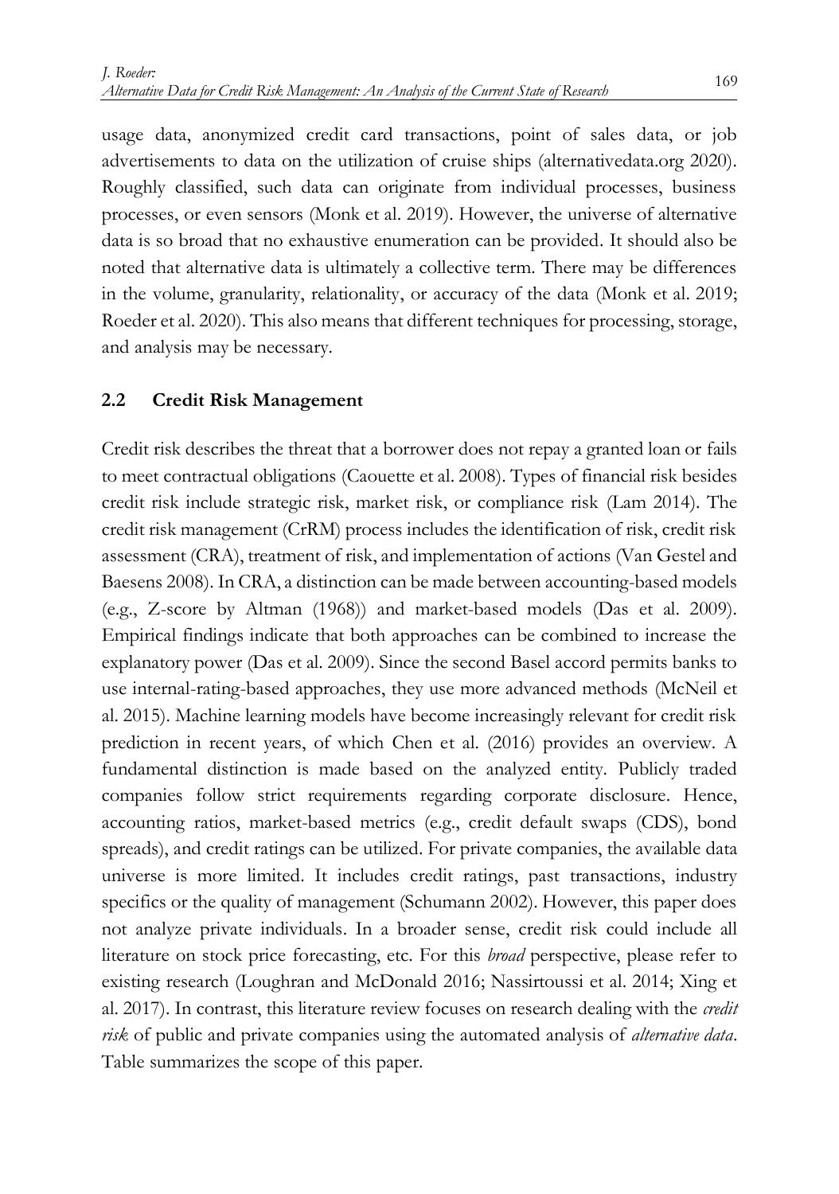usage data, anonymized credit card transactions, point of sales data, or job advertisements to data on the utilization of cruise ships (alternativedata.org 2020). Roughly classified, such data can originate from individual processes, business processes, or even sensors (Monk et al. 2019). However, the universe of alternative data is so broad that no exhaustive enumeration can be provided. It should also be noted that alternative data is ultimately a collective term. There may be differences in the volume, granularity, relationality, or accuracy of the data (Monk et al. 2019; Roeder et al. 2020). This also means that different techniques for processing, storage, and analysis may be necessary.

## 2.2 Credit Risk Management

Credit risk describes the threat that a borrower does not repay a granted loan or fails to meet contractual obligations (Caouette et al. 2008). Types of financial risk besides credit risk include strategic risk, market risk, or compliance risk (Lam 2014). The credit risk management (CrRM) process includes the identification of risk, credit risk assessment (CRA), treatment of risk, and implementation of actions (Van Gestel and Baesens 2008). In CRA, a distinction can be made between accounting-based models (e.g., Z-score by Altman (1968)) and market-based models (Das et al. 2009). Empirical findings indicate that both approaches can be combined to increase the explanatory power (Das et al. 2009). Since the second Basel accord permits banks to use internal-rating-based approaches, they use more advanced methods (McNeil et al. 2015). Machine learning models have become increasingly relevant for credit risk prediction in recent years, of which Chen et al. (2016) provides an overview. A fundamental distinction is made based on the analyzed entity. Publicly traded companies follow strict requirements regarding corporate disclosure. Hence, accounting ratios, market-based metrics (e.g., credit default swaps (CDS), bond spreads), and credit ratings can be utilized. For private companies, the available data universe is more limited. It includes credit ratings, past transactions, industry specifics or the quality of management (Schumann 2002). However, this paper does not analyze private individuals. In a broader sense, credit risk could include all literature on stock price forecasting, etc. For this *broad* perspective, please refer to existing research (Loughran and McDonald 2016; Nassirtoussi et al. 2014; Xing et al. 2017). In contrast, this literature review focuses on research dealing with the *credit risk* of public and private companies using the automated analysis of *alternative data*. Table summarizes the scope of this paper.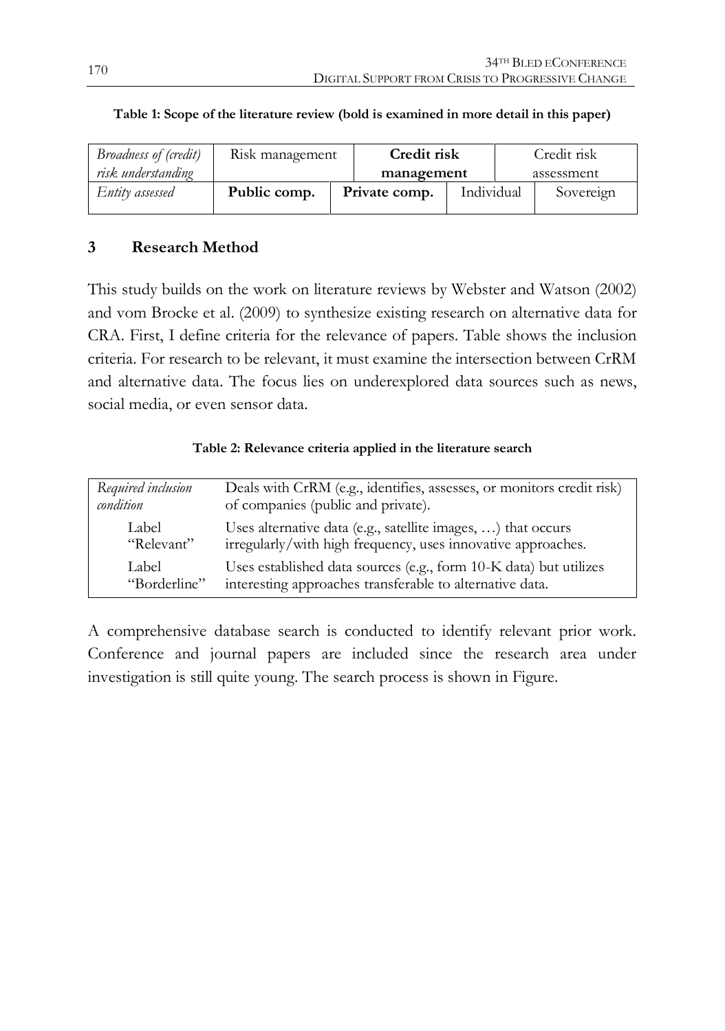**Table 1: Scope of the literature review (bold is examined in more detail in this paper)**

| *Broadness of (credit) risk understanding* | Risk management | **Credit risk management** | | Credit risk assessment |
|---|---|---|---|---|
| *Entity assessed* | **Public comp.** | **Private comp.** | Individual | Sovereign |

## 3 Research Method

This study builds on the work on literature reviews by Webster and Watson (2002) and vom Brocke et al. (2009) to synthesize existing research on alternative data for CRA. First, I define criteria for the relevance of papers. Table shows the inclusion criteria. For research to be relevant, it must examine the intersection between CrRM and alternative data. The focus lies on underexplored data sources such as news, social media, or even sensor data.

**Table 2: Relevance criteria applied in the literature search**

| | |
|---|---|
| *Required inclusion condition* | Deals with CrRM (e.g., identifies, assesses, or monitors credit risk) of companies (public and private). |
| Label "Relevant" | Uses alternative data (e.g., satellite images, …) that occurs irregularly/with high frequency, uses innovative approaches. |
| Label "Borderline" | Uses established data sources (e.g., form 10-K data) but utilizes interesting approaches transferable to alternative data. |

A comprehensive database search is conducted to identify relevant prior work. Conference and journal papers are included since the research area under investigation is still quite young. The search process is shown in Figure.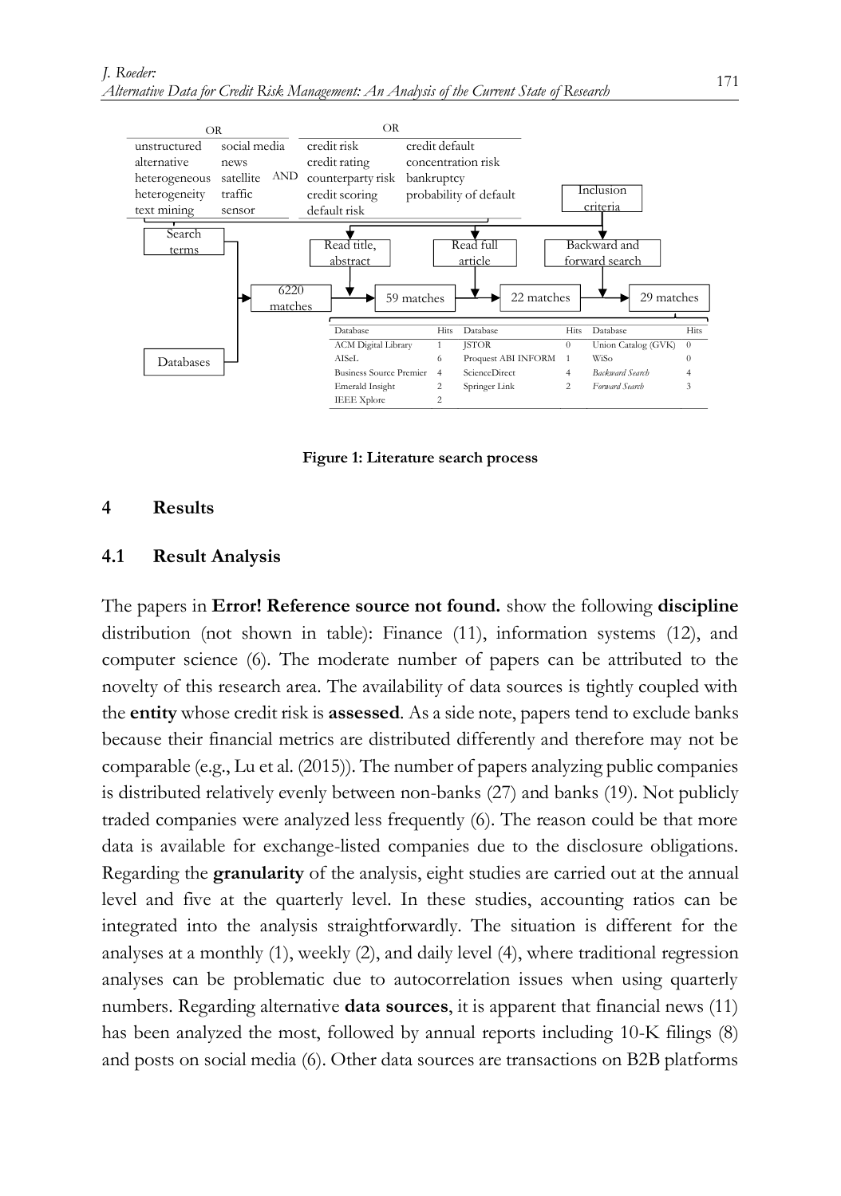| OR | | | OR | |
|---|---|---|---|---|
| unstructured | social media | | credit risk | credit default |
| alternative | news | | credit rating | concentration risk |
| heterogeneous | satellite | AND | counterparty risk | bankruptcy |
| heterogeneity | traffic | | credit scoring | probability of default |
| text mining | sensor | | default risk | |

Search terms → Databases → 6220 matches → Read title, abstract → 59 matches → Read full article → 22 matches → Backward and forward search → 29 matches (Inclusion criteria)

| Database | Hits | Database | Hits | Database | Hits |
|---|---|---|---|---|---|
| ACM Digital Library | 1 | JSTOR | 0 | Union Catalog (GVK) | 0 |
| AISeL | 6 | Proquest ABI INFORM | 1 | WiSo | 0 |
| Business Source Premier | 4 | ScienceDirect | 4 | *Backward Search* | 4 |
| Emerald Insight | 2 | Springer Link | 2 | *Forward Search* | 3 |
| IEEE Xplore | 2 | | | | |

**Figure 1: Literature search process**

## 4 Results

### 4.1 Result Analysis

The papers in **Error! Reference source not found.** show the following **discipline** distribution (not shown in table): Finance (11), information systems (12), and computer science (6). The moderate number of papers can be attributed to the novelty of this research area. The availability of data sources is tightly coupled with the **entity** whose credit risk is **assessed**. As a side note, papers tend to exclude banks because their financial metrics are distributed differently and therefore may not be comparable (e.g., Lu et al. (2015)). The number of papers analyzing public companies is distributed relatively evenly between non-banks (27) and banks (19). Not publicly traded companies were analyzed less frequently (6). The reason could be that more data is available for exchange-listed companies due to the disclosure obligations. Regarding the **granularity** of the analysis, eight studies are carried out at the annual level and five at the quarterly level. In these studies, accounting ratios can be integrated into the analysis straightforwardly. The situation is different for the analyses at a monthly (1), weekly (2), and daily level (4), where traditional regression analyses can be problematic due to autocorrelation issues when using quarterly numbers. Regarding alternative **data sources**, it is apparent that financial news (11) has been analyzed the most, followed by annual reports including 10-K filings (8) and posts on social media (6). Other data sources are transactions on B2B platforms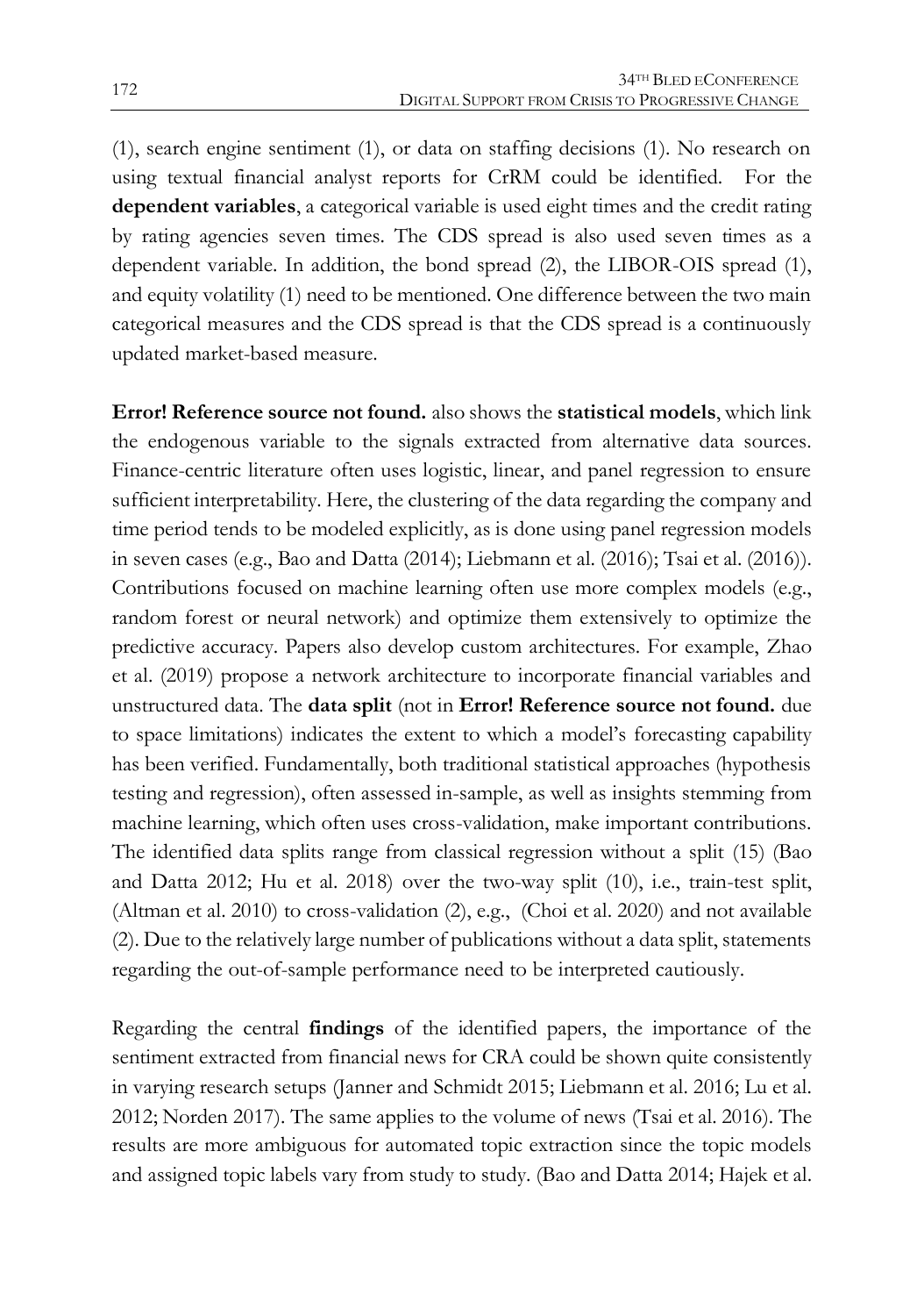(1), search engine sentiment (1), or data on staffing decisions (1). No research on using textual financial analyst reports for CrRM could be identified. For the **dependent variables**, a categorical variable is used eight times and the credit rating by rating agencies seven times. The CDS spread is also used seven times as a dependent variable. In addition, the bond spread (2), the LIBOR-OIS spread (1), and equity volatility (1) need to be mentioned. One difference between the two main categorical measures and the CDS spread is that the CDS spread is a continuously updated market-based measure.

**Error! Reference source not found.** also shows the **statistical models**, which link the endogenous variable to the signals extracted from alternative data sources. Finance-centric literature often uses logistic, linear, and panel regression to ensure sufficient interpretability. Here, the clustering of the data regarding the company and time period tends to be modeled explicitly, as is done using panel regression models in seven cases (e.g., Bao and Datta (2014); Liebmann et al. (2016); Tsai et al. (2016)). Contributions focused on machine learning often use more complex models (e.g., random forest or neural network) and optimize them extensively to optimize the predictive accuracy. Papers also develop custom architectures. For example, Zhao et al. (2019) propose a network architecture to incorporate financial variables and unstructured data. The **data split** (not in **Error! Reference source not found.** due to space limitations) indicates the extent to which a model's forecasting capability has been verified. Fundamentally, both traditional statistical approaches (hypothesis testing and regression), often assessed in-sample, as well as insights stemming from machine learning, which often uses cross-validation, make important contributions. The identified data splits range from classical regression without a split (15) (Bao and Datta 2012; Hu et al. 2018) over the two-way split (10), i.e., train-test split, (Altman et al. 2010) to cross-validation (2), e.g., (Choi et al. 2020) and not available (2). Due to the relatively large number of publications without a data split, statements regarding the out-of-sample performance need to be interpreted cautiously.

Regarding the central **findings** of the identified papers, the importance of the sentiment extracted from financial news for CRA could be shown quite consistently in varying research setups (Janner and Schmidt 2015; Liebmann et al. 2016; Lu et al. 2012; Norden 2017). The same applies to the volume of news (Tsai et al. 2016). The results are more ambiguous for automated topic extraction since the topic models and assigned topic labels vary from study to study. (Bao and Datta 2014; Hajek et al.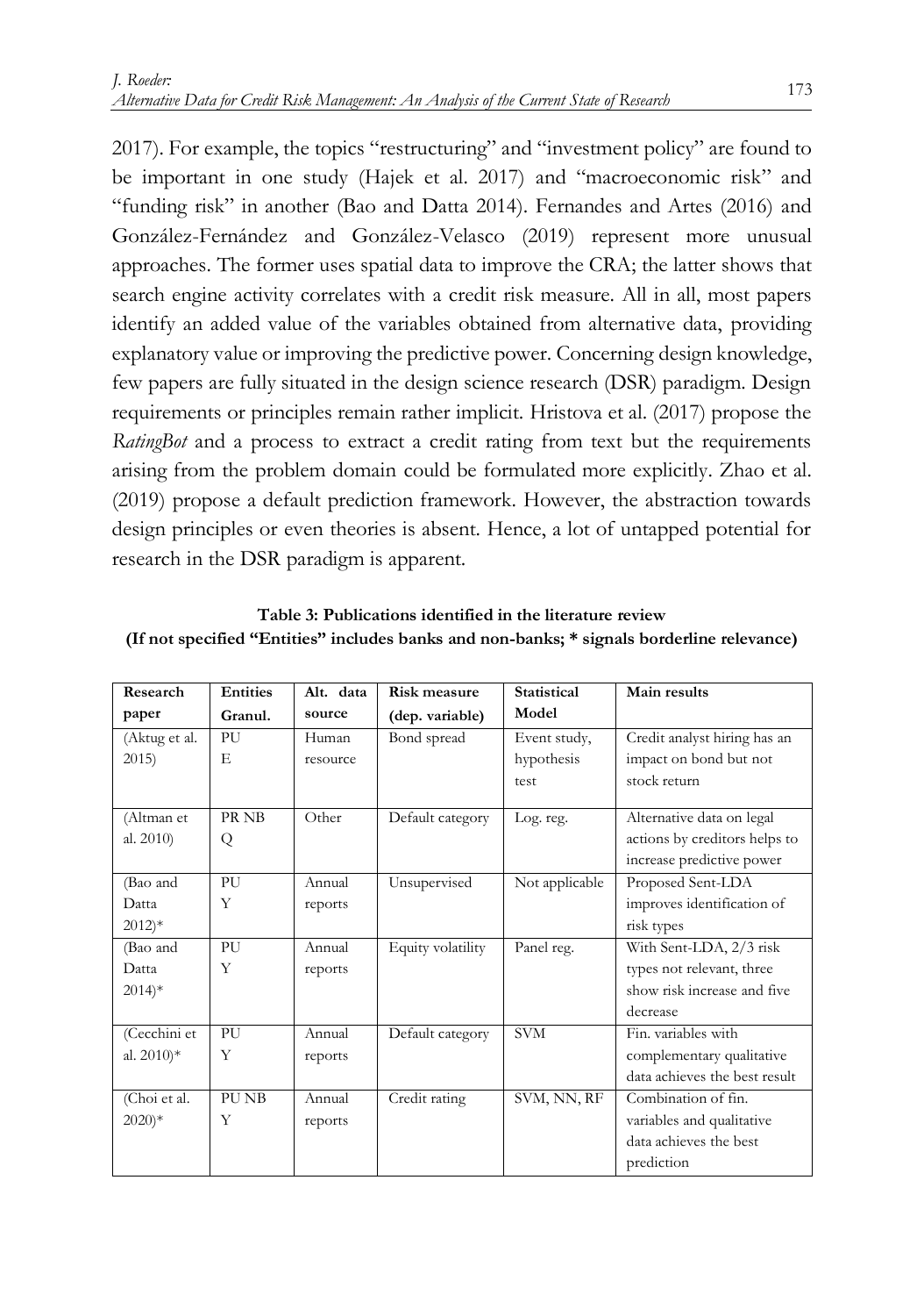2017). For example, the topics "restructuring" and "investment policy" are found to be important in one study (Hajek et al. 2017) and "macroeconomic risk" and "funding risk" in another (Bao and Datta 2014). Fernandes and Artes (2016) and González-Fernández and González-Velasco (2019) represent more unusual approaches. The former uses spatial data to improve the CRA; the latter shows that search engine activity correlates with a credit risk measure. All in all, most papers identify an added value of the variables obtained from alternative data, providing explanatory value or improving the predictive power. Concerning design knowledge, few papers are fully situated in the design science research (DSR) paradigm. Design requirements or principles remain rather implicit. Hristova et al. (2017) propose the *RatingBot* and a process to extract a credit rating from text but the requirements arising from the problem domain could be formulated more explicitly. Zhao et al. (2019) propose a default prediction framework. However, the abstraction towards design principles or even theories is absent. Hence, a lot of untapped potential for research in the DSR paradigm is apparent.

**Table 3: Publications identified in the literature review**
**(If not specified "Entities" includes banks and non-banks; * signals borderline relevance)**

| Research paper | Entities Granul. | Alt. data source | Risk measure (dep. variable) | Statistical Model | Main results |
|---|---|---|---|---|---|
| (Aktug et al. 2015) | PU E | Human resource | Bond spread | Event study, hypothesis test | Credit analyst hiring has an impact on bond but not stock return |
| (Altman et al. 2010) | PR NB Q | Other | Default category | Log. reg. | Alternative data on legal actions by creditors helps to increase predictive power |
| (Bao and Datta 2012)* | PU Y | Annual reports | Unsupervised | Not applicable | Proposed Sent-LDA improves identification of risk types |
| (Bao and Datta 2014)* | PU Y | Annual reports | Equity volatility | Panel reg. | With Sent-LDA, 2/3 risk types not relevant, three show risk increase and five decrease |
| (Cecchini et al. 2010)* | PU Y | Annual reports | Default category | SVM | Fin. variables with complementary qualitative data achieves the best result |
| (Choi et al. 2020)* | PU NB Y | Annual reports | Credit rating | SVM, NN, RF | Combination of fin. variables and qualitative data achieves the best prediction |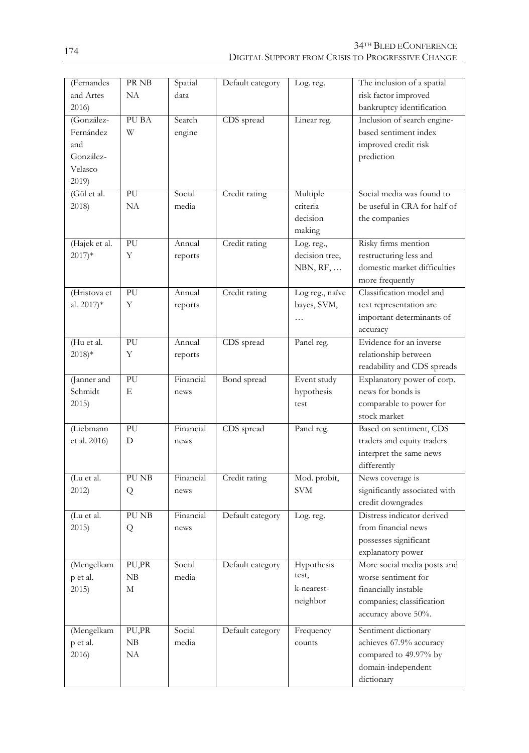| (Fernandes and Artes 2016) | PR NB NA | Spatial data | Default category | Log. reg. | The inclusion of a spatial risk factor improved bankruptcy identification |
|---|---|---|---|---|---|
| (González-Fernández and González-Velasco 2019) | PU BA W | Search engine | CDS spread | Linear reg. | Inclusion of search engine-based sentiment index improved credit risk prediction |
| (Gül et al. 2018) | PU NA | Social media | Credit rating | Multiple criteria decision making | Social media was found to be useful in CRA for half of the companies |
| (Hajek et al. 2017)* | PU Y | Annual reports | Credit rating | Log. reg., decision tree, NBN, RF, … | Risky firms mention restructuring less and domestic market difficulties more frequently |
| (Hristova et al. 2017)* | PU Y | Annual reports | Credit rating | Log reg., naïve bayes, SVM, … | Classification model and text representation are important determinants of accuracy |
| (Hu et al. 2018)* | PU Y | Annual reports | CDS spread | Panel reg. | Evidence for an inverse relationship between readability and CDS spreads |
| (Janner and Schmidt 2015) | PU E | Financial news | Bond spread | Event study hypothesis test | Explanatory power of corp. news for bonds is comparable to power for stock market |
| (Liebmann et al. 2016) | PU D | Financial news | CDS spread | Panel reg. | Based on sentiment, CDS traders and equity traders interpret the same news differently |
| (Lu et al. 2012) | PU NB Q | Financial news | Credit rating | Mod. probit, SVM | News coverage is significantly associated with credit downgrades |
| (Lu et al. 2015) | PU NB Q | Financial news | Default category | Log. reg. | Distress indicator derived from financial news possesses significant explanatory power |
| (Mengelkamp et al. 2015) | PU,PR NB M | Social media | Default category | Hypothesis test, k-nearest-neighbor | More social media posts and worse sentiment for financially instable companies; classification accuracy above 50%. |
| (Mengelkamp et al. 2016) | PU,PR NB NA | Social media | Default category | Frequency counts | Sentiment dictionary achieves 67.9% accuracy compared to 49.97% by domain-independent dictionary |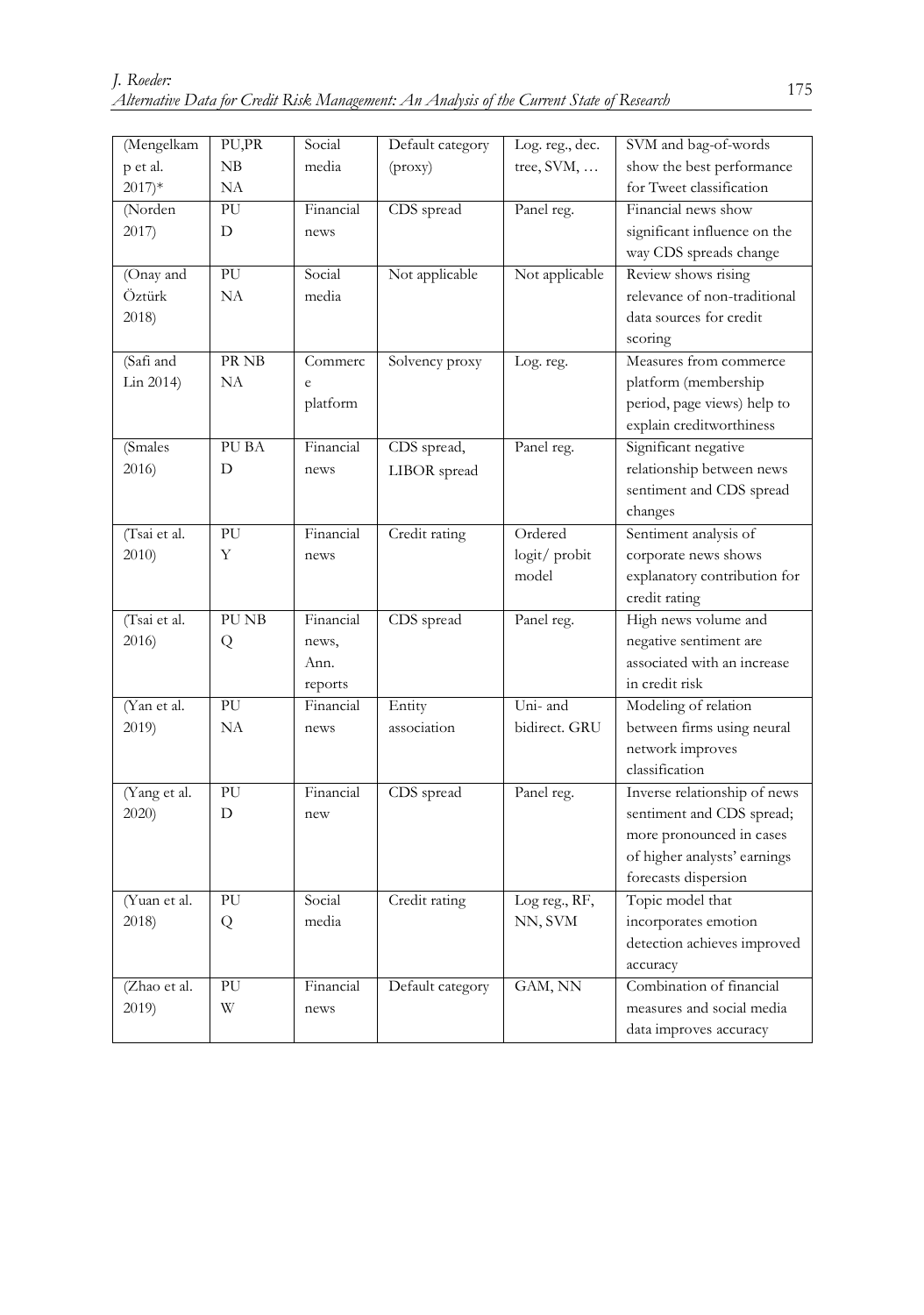| (Mengelkamp et al. 2017)* | PU,PR NB NA | Social media | Default category (proxy) | Log. reg., dec. tree, SVM, … | SVM and bag-of-words show the best performance for Tweet classification |
|---|---|---|---|---|---|
| (Norden 2017) | PU D | Financial news | CDS spread | Panel reg. | Financial news show significant influence on the way CDS spreads change |
| (Onay and Öztürk 2018) | PU NA | Social media | Not applicable | Not applicable | Review shows rising relevance of non-traditional data sources for credit scoring |
| (Safi and Lin 2014) | PR NB NA | Commerce platform | Solvency proxy | Log. reg. | Measures from commerce platform (membership period, page views) help to explain creditworthiness |
| (Smales 2016) | PU BA D | Financial news | CDS spread, LIBOR spread | Panel reg. | Significant negative relationship between news sentiment and CDS spread changes |
| (Tsai et al. 2010) | PU Y | Financial news | Credit rating | Ordered logit/ probit model | Sentiment analysis of corporate news shows explanatory contribution for credit rating |
| (Tsai et al. 2016) | PU NB Q | Financial news, Ann. reports | CDS spread | Panel reg. | High news volume and negative sentiment are associated with an increase in credit risk |
| (Yan et al. 2019) | PU NA | Financial news | Entity association | Uni- and bidirect. GRU | Modeling of relation between firms using neural network improves classification |
| (Yang et al. 2020) | PU D | Financial new | CDS spread | Panel reg. | Inverse relationship of news sentiment and CDS spread; more pronounced in cases of higher analysts' earnings forecasts dispersion |
| (Yuan et al. 2018) | PU Q | Social media | Credit rating | Log reg., RF, NN, SVM | Topic model that incorporates emotion detection achieves improved accuracy |
| (Zhao et al. 2019) | PU W | Financial news | Default category | GAM, NN | Combination of financial measures and social media data improves accuracy |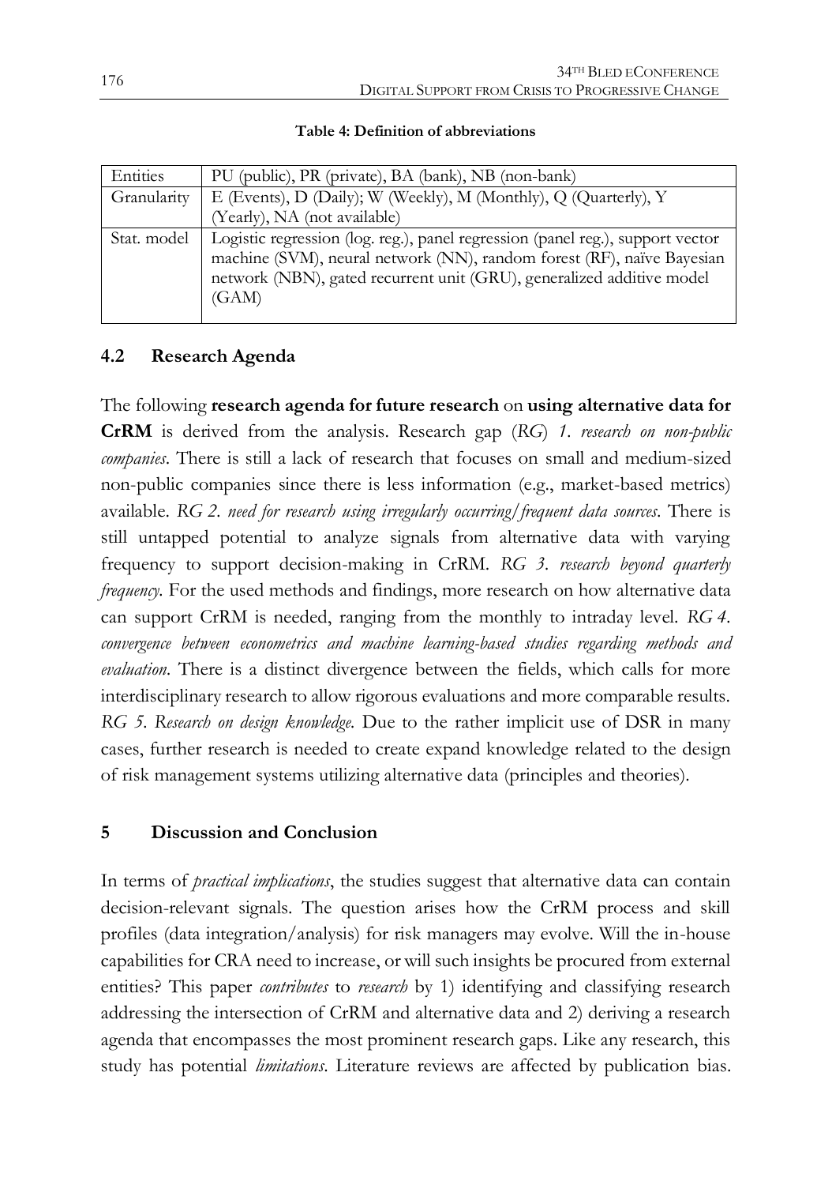**Table 4: Definition of abbreviations**

| | |
|---|---|
| Entities | PU (public), PR (private), BA (bank), NB (non-bank) |
| Granularity | E (Events), D (Daily); W (Weekly), M (Monthly), Q (Quarterly), Y (Yearly), NA (not available) |
| Stat. model | Logistic regression (log. reg.), panel regression (panel reg.), support vector machine (SVM), neural network (NN), random forest (RF), naïve Bayesian network (NBN), gated recurrent unit (GRU), generalized additive model (GAM) |

## 4.2 Research Agenda

The following **research agenda for future research** on **using alternative data for CrRM** is derived from the analysis. Research gap (*RG*) *1. research on non-public companies*. There is still a lack of research that focuses on small and medium-sized non-public companies since there is less information (e.g., market-based metrics) available. *RG 2. need for research using irregularly occurring/frequent data sources*. There is still untapped potential to analyze signals from alternative data with varying frequency to support decision-making in CrRM. *RG 3. research beyond quarterly frequency*. For the used methods and findings, more research on how alternative data can support CrRM is needed, ranging from the monthly to intraday level. *RG 4. convergence between econometrics and machine learning-based studies regarding methods and evaluation*. There is a distinct divergence between the fields, which calls for more interdisciplinary research to allow rigorous evaluations and more comparable results. *RG 5. Research on design knowledge*. Due to the rather implicit use of DSR in many cases, further research is needed to create expand knowledge related to the design of risk management systems utilizing alternative data (principles and theories).

# 5 Discussion and Conclusion

In terms of *practical implications*, the studies suggest that alternative data can contain decision-relevant signals. The question arises how the CrRM process and skill profiles (data integration/analysis) for risk managers may evolve. Will the in-house capabilities for CRA need to increase, or will such insights be procured from external entities? This paper *contributes* to *research* by 1) identifying and classifying research addressing the intersection of CrRM and alternative data and 2) deriving a research agenda that encompasses the most prominent research gaps. Like any research, this study has potential *limitations*. Literature reviews are affected by publication bias.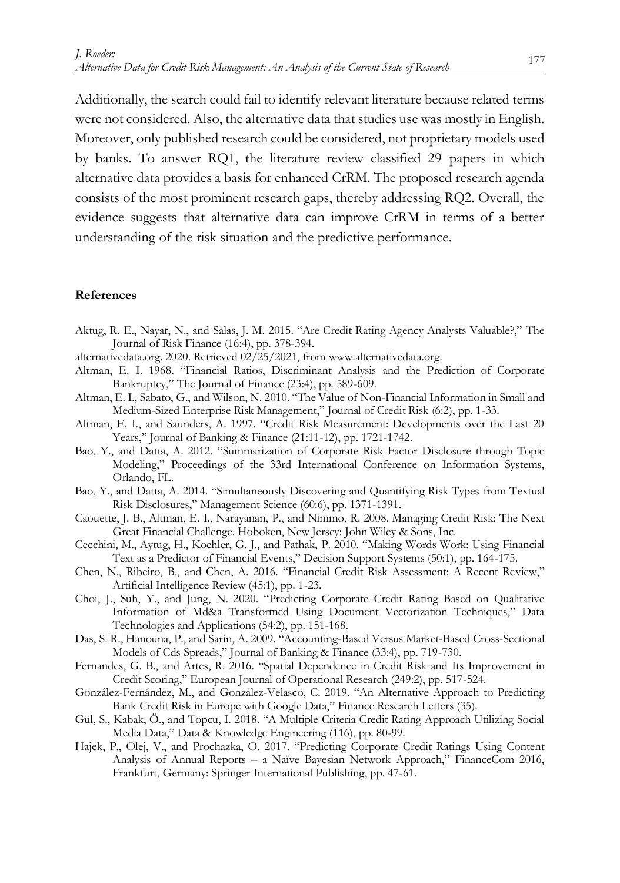Additionally, the search could fail to identify relevant literature because related terms were not considered. Also, the alternative data that studies use was mostly in English. Moreover, only published research could be considered, not proprietary models used by banks. To answer RQ1, the literature review classified 29 papers in which alternative data provides a basis for enhanced CrRM. The proposed research agenda consists of the most prominent research gaps, thereby addressing RQ2. Overall, the evidence suggests that alternative data can improve CrRM in terms of a better understanding of the risk situation and the predictive performance.

**References**

Aktug, R. E., Nayar, N., and Salas, J. M. 2015. "Are Credit Rating Agency Analysts Valuable?," The Journal of Risk Finance (16:4), pp. 378-394.

alternativedata.org. 2020. Retrieved 02/25/2021, from www.alternativedata.org.

Altman, E. I. 1968. "Financial Ratios, Discriminant Analysis and the Prediction of Corporate Bankruptcy," The Journal of Finance (23:4), pp. 589-609.

Altman, E. I., Sabato, G., and Wilson, N. 2010. "The Value of Non-Financial Information in Small and Medium-Sized Enterprise Risk Management," Journal of Credit Risk (6:2), pp. 1-33.

Altman, E. I., and Saunders, A. 1997. "Credit Risk Measurement: Developments over the Last 20 Years," Journal of Banking & Finance (21:11-12), pp. 1721-1742.

Bao, Y., and Datta, A. 2012. "Summarization of Corporate Risk Factor Disclosure through Topic Modeling," Proceedings of the 33rd International Conference on Information Systems, Orlando, FL.

Bao, Y., and Datta, A. 2014. "Simultaneously Discovering and Quantifying Risk Types from Textual Risk Disclosures," Management Science (60:6), pp. 1371-1391.

Caouette, J. B., Altman, E. I., Narayanan, P., and Nimmo, R. 2008. Managing Credit Risk: The Next Great Financial Challenge. Hoboken, New Jersey: John Wiley & Sons, Inc.

Cecchini, M., Aytug, H., Koehler, G. J., and Pathak, P. 2010. "Making Words Work: Using Financial Text as a Predictor of Financial Events," Decision Support Systems (50:1), pp. 164-175.

Chen, N., Ribeiro, B., and Chen, A. 2016. "Financial Credit Risk Assessment: A Recent Review," Artificial Intelligence Review (45:1), pp. 1-23.

Choi, J., Suh, Y., and Jung, N. 2020. "Predicting Corporate Credit Rating Based on Qualitative Information of Md&a Transformed Using Document Vectorization Techniques," Data Technologies and Applications (54:2), pp. 151-168.

Das, S. R., Hanouna, P., and Sarin, A. 2009. "Accounting-Based Versus Market-Based Cross-Sectional Models of Cds Spreads," Journal of Banking & Finance (33:4), pp. 719-730.

Fernandes, G. B., and Artes, R. 2016. "Spatial Dependence in Credit Risk and Its Improvement in Credit Scoring," European Journal of Operational Research (249:2), pp. 517-524.

González-Fernández, M., and González-Velasco, C. 2019. "An Alternative Approach to Predicting Bank Credit Risk in Europe with Google Data," Finance Research Letters (35).

Gül, S., Kabak, Ö., and Topcu, I. 2018. "A Multiple Criteria Credit Rating Approach Utilizing Social Media Data," Data & Knowledge Engineering (116), pp. 80-99.

Hajek, P., Olej, V., and Prochazka, O. 2017. "Predicting Corporate Credit Ratings Using Content Analysis of Annual Reports – a Naïve Bayesian Network Approach," FinanceCom 2016, Frankfurt, Germany: Springer International Publishing, pp. 47-61.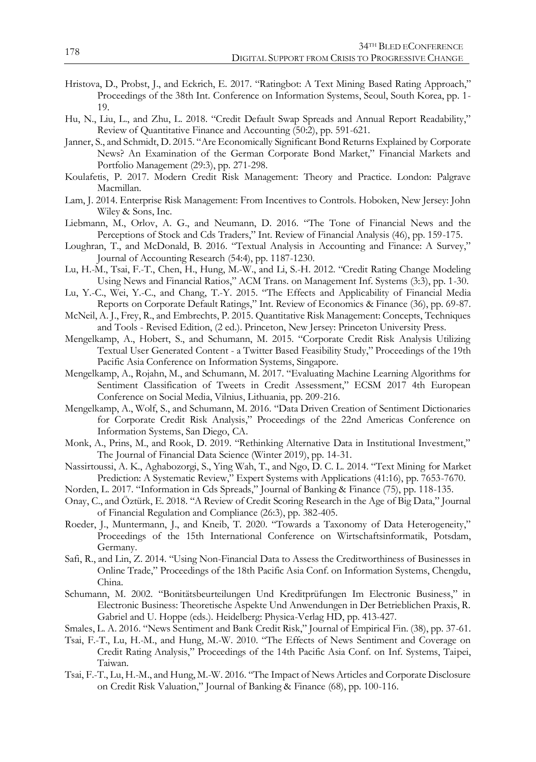Hristova, D., Probst, J., and Eckrich, E. 2017. "Ratingbot: A Text Mining Based Rating Approach," Proceedings of the 38th Int. Conference on Information Systems, Seoul, South Korea, pp. 1-19.

Hu, N., Liu, L., and Zhu, L. 2018. "Credit Default Swap Spreads and Annual Report Readability," Review of Quantitative Finance and Accounting (50:2), pp. 591-621.

Janner, S., and Schmidt, D. 2015. "Are Economically Significant Bond Returns Explained by Corporate News? An Examination of the German Corporate Bond Market," Financial Markets and Portfolio Management (29:3), pp. 271-298.

Koulafetis, P. 2017. Modern Credit Risk Management: Theory and Practice. London: Palgrave Macmillan.

Lam, J. 2014. Enterprise Risk Management: From Incentives to Controls. Hoboken, New Jersey: John Wiley & Sons, Inc.

Liebmann, M., Orlov, A. G., and Neumann, D. 2016. "The Tone of Financial News and the Perceptions of Stock and Cds Traders," Int. Review of Financial Analysis (46), pp. 159-175.

Loughran, T., and McDonald, B. 2016. "Textual Analysis in Accounting and Finance: A Survey," Journal of Accounting Research (54:4), pp. 1187-1230.

Lu, H.-M., Tsai, F.-T., Chen, H., Hung, M.-W., and Li, S.-H. 2012. "Credit Rating Change Modeling Using News and Financial Ratios," ACM Trans. on Management Inf. Systems (3:3), pp. 1-30.

Lu, Y.-C., Wei, Y.-C., and Chang, T.-Y. 2015. "The Effects and Applicability of Financial Media Reports on Corporate Default Ratings," Int. Review of Economics & Finance (36), pp. 69-87.

McNeil, A. J., Frey, R., and Embrechts, P. 2015. Quantitative Risk Management: Concepts, Techniques and Tools - Revised Edition, (2 ed.). Princeton, New Jersey: Princeton University Press.

Mengelkamp, A., Hobert, S., and Schumann, M. 2015. "Corporate Credit Risk Analysis Utilizing Textual User Generated Content - a Twitter Based Feasibility Study," Proceedings of the 19th Pacific Asia Conference on Information Systems, Singapore.

Mengelkamp, A., Rojahn, M., and Schumann, M. 2017. "Evaluating Machine Learning Algorithms for Sentiment Classification of Tweets in Credit Assessment," ECSM 2017 4th European Conference on Social Media, Vilnius, Lithuania, pp. 209-216.

Mengelkamp, A., Wolf, S., and Schumann, M. 2016. "Data Driven Creation of Sentiment Dictionaries for Corporate Credit Risk Analysis," Proceedings of the 22nd Americas Conference on Information Systems, San Diego, CA.

Monk, A., Prins, M., and Rook, D. 2019. "Rethinking Alternative Data in Institutional Investment," The Journal of Financial Data Science (Winter 2019), pp. 14-31.

Nassirtoussi, A. K., Aghabozorgi, S., Ying Wah, T., and Ngo, D. C. L. 2014. "Text Mining for Market Prediction: A Systematic Review," Expert Systems with Applications (41:16), pp. 7653-7670.

Norden, L. 2017. "Information in Cds Spreads," Journal of Banking & Finance (75), pp. 118-135.

Onay, C., and Öztürk, E. 2018. "A Review of Credit Scoring Research in the Age of Big Data," Journal of Financial Regulation and Compliance (26:3), pp. 382-405.

Roeder, J., Muntermann, J., and Kneib, T. 2020. "Towards a Taxonomy of Data Heterogeneity," Proceedings of the 15th International Conference on Wirtschaftsinformatik, Potsdam, Germany.

Safi, R., and Lin, Z. 2014. "Using Non-Financial Data to Assess the Creditworthiness of Businesses in Online Trade," Proceedings of the 18th Pacific Asia Conf. on Information Systems, Chengdu, China.

Schumann, M. 2002. "Bonitätsbeurteilungen Und Kreditprüfungen Im Electronic Business," in Electronic Business: Theoretische Aspekte Und Anwendungen in Der Betrieblichen Praxis, R. Gabriel and U. Hoppe (eds.). Heidelberg: Physica-Verlag HD, pp. 413-427.

Smales, L. A. 2016. "News Sentiment and Bank Credit Risk," Journal of Empirical Fin. (38), pp. 37-61.

Tsai, F.-T., Lu, H.-M., and Hung, M.-W. 2010. "The Effects of News Sentiment and Coverage on Credit Rating Analysis," Proceedings of the 14th Pacific Asia Conf. on Inf. Systems, Taipei, Taiwan.

Tsai, F.-T., Lu, H.-M., and Hung, M.-W. 2016. "The Impact of News Articles and Corporate Disclosure on Credit Risk Valuation," Journal of Banking & Finance (68), pp. 100-116.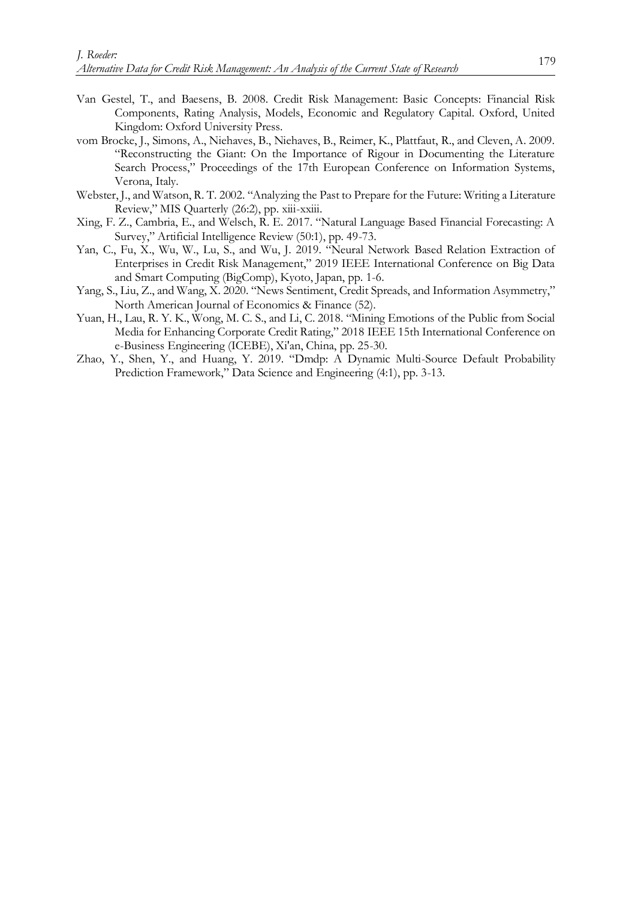Van Gestel, T., and Baesens, B. 2008. Credit Risk Management: Basic Concepts: Financial Risk Components, Rating Analysis, Models, Economic and Regulatory Capital. Oxford, United Kingdom: Oxford University Press.

vom Brocke, J., Simons, A., Niehaves, B., Niehaves, B., Reimer, K., Plattfaut, R., and Cleven, A. 2009. "Reconstructing the Giant: On the Importance of Rigour in Documenting the Literature Search Process," Proceedings of the 17th European Conference on Information Systems, Verona, Italy.

Webster, J., and Watson, R. T. 2002. "Analyzing the Past to Prepare for the Future: Writing a Literature Review," MIS Quarterly (26:2), pp. xiii-xxiii.

Xing, F. Z., Cambria, E., and Welsch, R. E. 2017. "Natural Language Based Financial Forecasting: A Survey," Artificial Intelligence Review (50:1), pp. 49-73.

Yan, C., Fu, X., Wu, W., Lu, S., and Wu, J. 2019. "Neural Network Based Relation Extraction of Enterprises in Credit Risk Management," 2019 IEEE International Conference on Big Data and Smart Computing (BigComp), Kyoto, Japan, pp. 1-6.

Yang, S., Liu, Z., and Wang, X. 2020. "News Sentiment, Credit Spreads, and Information Asymmetry," North American Journal of Economics & Finance (52).

Yuan, H., Lau, R. Y. K., Wong, M. C. S., and Li, C. 2018. "Mining Emotions of the Public from Social Media for Enhancing Corporate Credit Rating," 2018 IEEE 15th International Conference on e-Business Engineering (ICEBE), Xi'an, China, pp. 25-30.

Zhao, Y., Shen, Y., and Huang, Y. 2019. "Dmdp: A Dynamic Multi-Source Default Probability Prediction Framework," Data Science and Engineering (4:1), pp. 3-13.